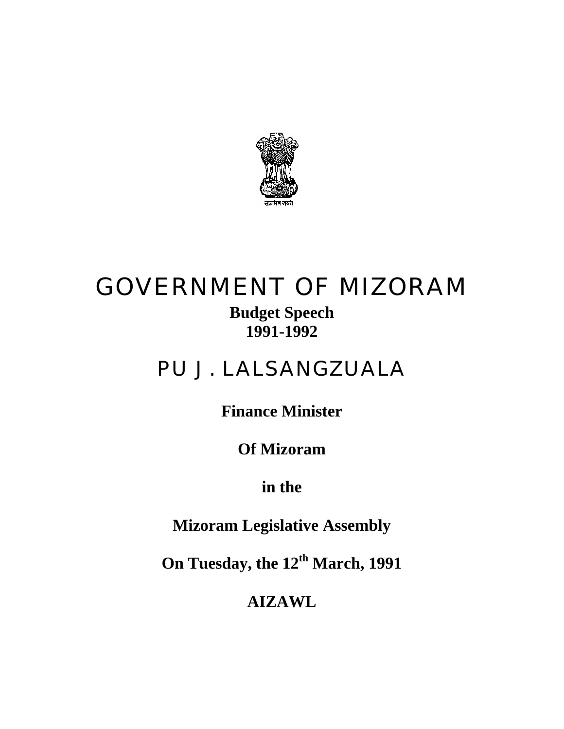सत्यमेव जयते

# GOVERNMENT OF MIZORAM

**Budget Speech**
**1991-1992**

## PU J . LALSANGZUALA

**Finance Minister**

**Of Mizoram**

**in the**

**Mizoram Legislative Assembly**

**On Tuesday, the 12th March, 1991**

**AIZAWL**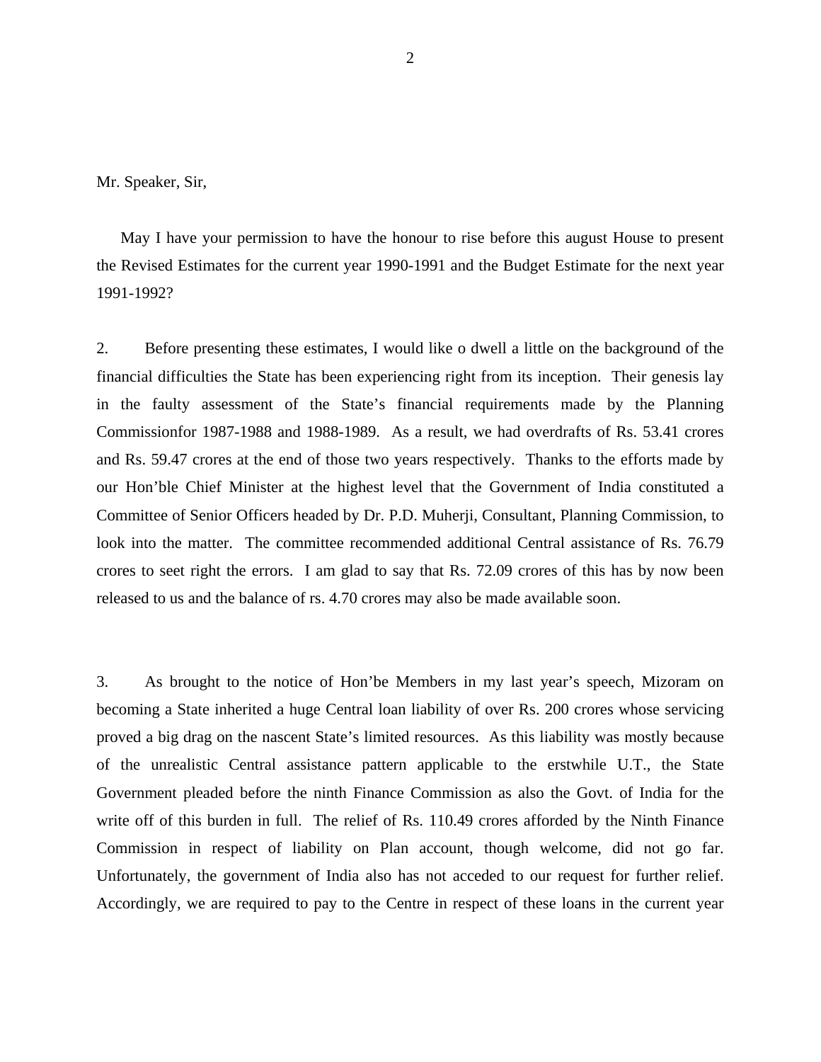Mr. Speaker, Sir,

May I have your permission to have the honour to rise before this august House to present the Revised Estimates for the current year 1990-1991 and the Budget Estimate for the next year 1991-1992?

2. Before presenting these estimates, I would like o dwell a little on the background of the financial difficulties the State has been experiencing right from its inception. Their genesis lay in the faulty assessment of the State's financial requirements made by the Planning Commissionfor 1987-1988 and 1988-1989. As a result, we had overdrafts of Rs. 53.41 crores and Rs. 59.47 crores at the end of those two years respectively. Thanks to the efforts made by our Hon'ble Chief Minister at the highest level that the Government of India constituted a Committee of Senior Officers headed by Dr. P.D. Muherji, Consultant, Planning Commission, to look into the matter. The committee recommended additional Central assistance of Rs. 76.79 crores to seet right the errors. I am glad to say that Rs. 72.09 crores of this has by now been released to us and the balance of rs. 4.70 crores may also be made available soon.

3. As brought to the notice of Hon'be Members in my last year's speech, Mizoram on becoming a State inherited a huge Central loan liability of over Rs. 200 crores whose servicing proved a big drag on the nascent State's limited resources. As this liability was mostly because of the unrealistic Central assistance pattern applicable to the erstwhile U.T., the State Government pleaded before the ninth Finance Commission as also the Govt. of India for the write off of this burden in full. The relief of Rs. 110.49 crores afforded by the Ninth Finance Commission in respect of liability on Plan account, though welcome, did not go far. Unfortunately, the government of India also has not acceded to our request for further relief. Accordingly, we are required to pay to the Centre in respect of these loans in the current year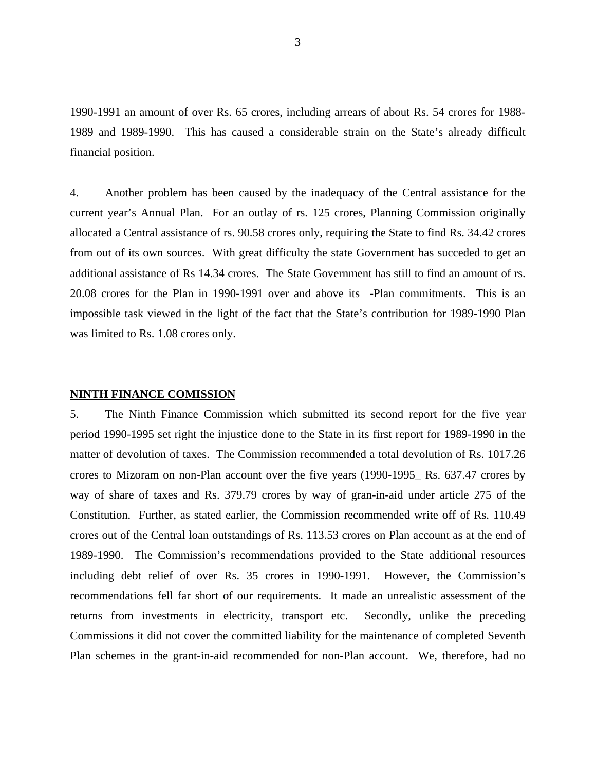1990-1991 an amount of over Rs. 65 crores, including arrears of about Rs. 54 crores for 1988-1989 and 1989-1990. This has caused a considerable strain on the State's already difficult financial position.

4. Another problem has been caused by the inadequacy of the Central assistance for the current year's Annual Plan. For an outlay of rs. 125 crores, Planning Commission originally allocated a Central assistance of rs. 90.58 crores only, requiring the State to find Rs. 34.42 crores from out of its own sources. With great difficulty the state Government has succeded to get an additional assistance of Rs 14.34 crores. The State Government has still to find an amount of rs. 20.08 crores for the Plan in 1990-1991 over and above its -Plan commitments. This is an impossible task viewed in the light of the fact that the State's contribution for 1989-1990 Plan was limited to Rs. 1.08 crores only.

**NINTH FINANCE COMISSION**

5. The Ninth Finance Commission which submitted its second report for the five year period 1990-1995 set right the injustice done to the State in its first report for 1989-1990 in the matter of devolution of taxes. The Commission recommended a total devolution of Rs. 1017.26 crores to Mizoram on non-Plan account over the five years (1990-1995_ Rs. 637.47 crores by way of share of taxes and Rs. 379.79 crores by way of gran-in-aid under article 275 of the Constitution. Further, as stated earlier, the Commission recommended write off of Rs. 110.49 crores out of the Central loan outstandings of Rs. 113.53 crores on Plan account as at the end of 1989-1990. The Commission's recommendations provided to the State additional resources including debt relief of over Rs. 35 crores in 1990-1991. However, the Commission's recommendations fell far short of our requirements. It made an unrealistic assessment of the returns from investments in electricity, transport etc. Secondly, unlike the preceding Commissions it did not cover the committed liability for the maintenance of completed Seventh Plan schemes in the grant-in-aid recommended for non-Plan account. We, therefore, had no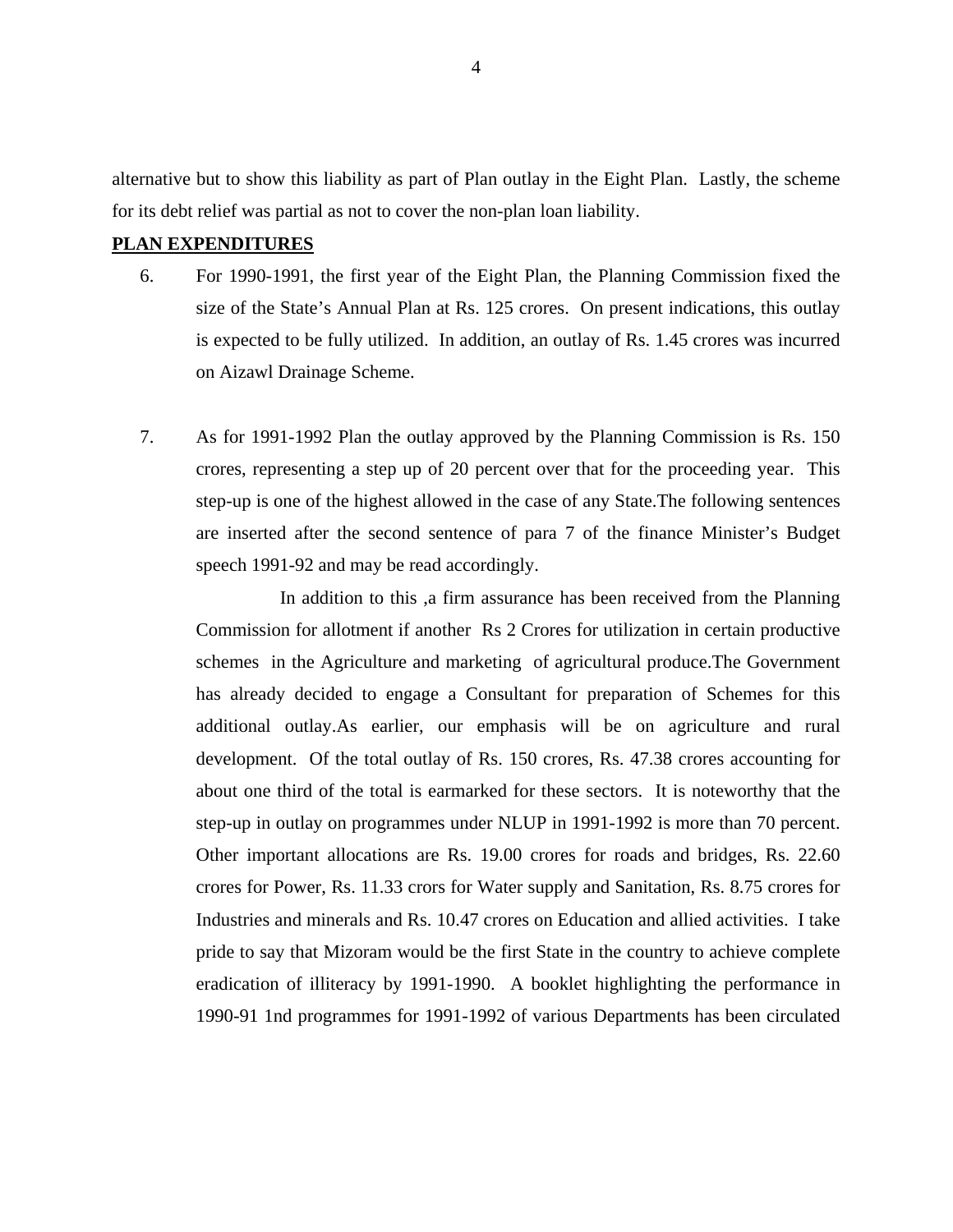alternative but to show this liability as part of Plan outlay in the Eight Plan. Lastly, the scheme for its debt relief was partial as not to cover the non-plan loan liability.

**PLAN EXPENDITURES**

6. For 1990-1991, the first year of the Eight Plan, the Planning Commission fixed the size of the State's Annual Plan at Rs. 125 crores. On present indications, this outlay is expected to be fully utilized. In addition, an outlay of Rs. 1.45 crores was incurred on Aizawl Drainage Scheme.

7. As for 1991-1992 Plan the outlay approved by the Planning Commission is Rs. 150 crores, representing a step up of 20 percent over that for the proceeding year. This step-up is one of the highest allowed in the case of any State.The following sentences are inserted after the second sentence of para 7 of the finance Minister's Budget speech 1991-92 and may be read accordingly.

   In addition to this ,a firm assurance has been received from the Planning Commission for allotment if another Rs 2 Crores for utilization in certain productive schemes in the Agriculture and marketing of agricultural produce.The Government has already decided to engage a Consultant for preparation of Schemes for this additional outlay.As earlier, our emphasis will be on agriculture and rural development. Of the total outlay of Rs. 150 crores, Rs. 47.38 crores accounting for about one third of the total is earmarked for these sectors. It is noteworthy that the step-up in outlay on programmes under NLUP in 1991-1992 is more than 70 percent. Other important allocations are Rs. 19.00 crores for roads and bridges, Rs. 22.60 crores for Power, Rs. 11.33 crors for Water supply and Sanitation, Rs. 8.75 crores for Industries and minerals and Rs. 10.47 crores on Education and allied activities. I take pride to say that Mizoram would be the first State in the country to achieve complete eradication of illiteracy by 1991-1990. A booklet highlighting the performance in 1990-91 1nd programmes for 1991-1992 of various Departments has been circulated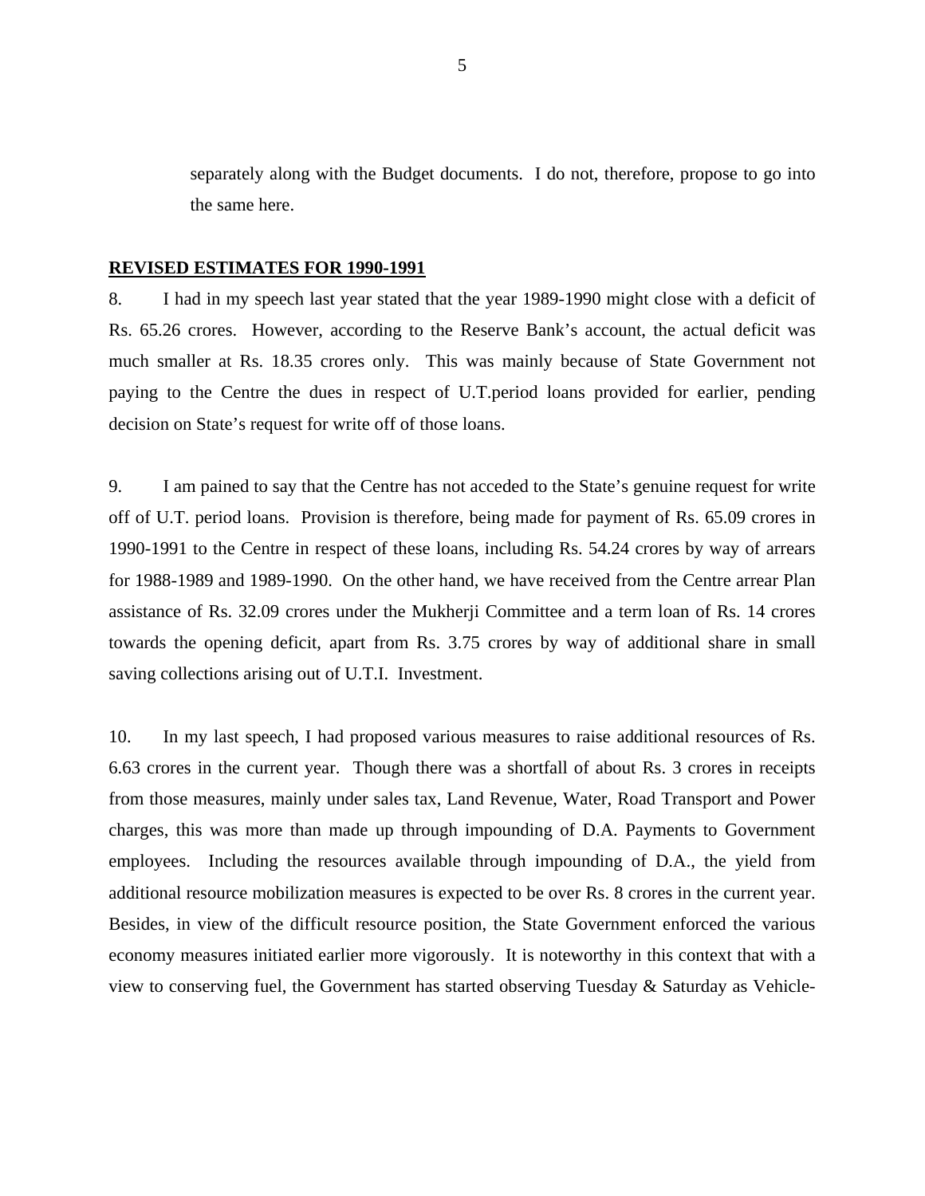separately along with the Budget documents. I do not, therefore, propose to go into the same here.

**REVISED ESTIMATES FOR 1990-1991**

8. I had in my speech last year stated that the year 1989-1990 might close with a deficit of Rs. 65.26 crores. However, according to the Reserve Bank's account, the actual deficit was much smaller at Rs. 18.35 crores only. This was mainly because of State Government not paying to the Centre the dues in respect of U.T.period loans provided for earlier, pending decision on State's request for write off of those loans.

9. I am pained to say that the Centre has not acceded to the State's genuine request for write off of U.T. period loans. Provision is therefore, being made for payment of Rs. 65.09 crores in 1990-1991 to the Centre in respect of these loans, including Rs. 54.24 crores by way of arrears for 1988-1989 and 1989-1990. On the other hand, we have received from the Centre arrear Plan assistance of Rs. 32.09 crores under the Mukherji Committee and a term loan of Rs. 14 crores towards the opening deficit, apart from Rs. 3.75 crores by way of additional share in small saving collections arising out of U.T.I. Investment.

10. In my last speech, I had proposed various measures to raise additional resources of Rs. 6.63 crores in the current year. Though there was a shortfall of about Rs. 3 crores in receipts from those measures, mainly under sales tax, Land Revenue, Water, Road Transport and Power charges, this was more than made up through impounding of D.A. Payments to Government employees. Including the resources available through impounding of D.A., the yield from additional resource mobilization measures is expected to be over Rs. 8 crores in the current year. Besides, in view of the difficult resource position, the State Government enforced the various economy measures initiated earlier more vigorously. It is noteworthy in this context that with a view to conserving fuel, the Government has started observing Tuesday & Saturday as Vehicle-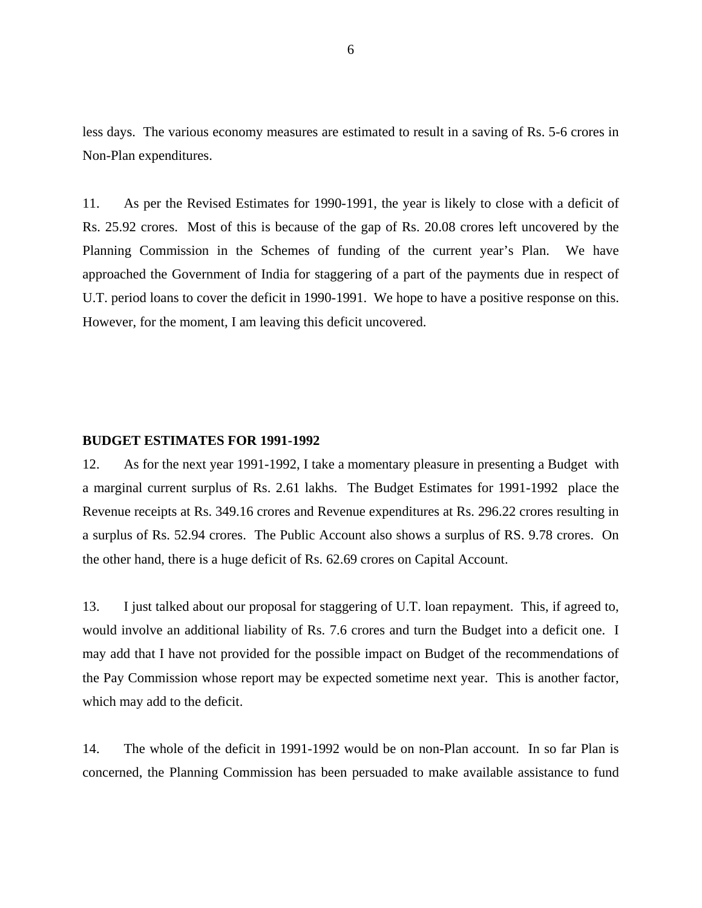less days. The various economy measures are estimated to result in a saving of Rs. 5-6 crores in Non-Plan expenditures.

11. As per the Revised Estimates for 1990-1991, the year is likely to close with a deficit of Rs. 25.92 crores. Most of this is because of the gap of Rs. 20.08 crores left uncovered by the Planning Commission in the Schemes of funding of the current year's Plan. We have approached the Government of India for staggering of a part of the payments due in respect of U.T. period loans to cover the deficit in 1990-1991. We hope to have a positive response on this. However, for the moment, I am leaving this deficit uncovered.

**BUDGET ESTIMATES FOR 1991-1992**

12. As for the next year 1991-1992, I take a momentary pleasure in presenting a Budget with a marginal current surplus of Rs. 2.61 lakhs. The Budget Estimates for 1991-1992 place the Revenue receipts at Rs. 349.16 crores and Revenue expenditures at Rs. 296.22 crores resulting in a surplus of Rs. 52.94 crores. The Public Account also shows a surplus of RS. 9.78 crores. On the other hand, there is a huge deficit of Rs. 62.69 crores on Capital Account.

13. I just talked about our proposal for staggering of U.T. loan repayment. This, if agreed to, would involve an additional liability of Rs. 7.6 crores and turn the Budget into a deficit one. I may add that I have not provided for the possible impact on Budget of the recommendations of the Pay Commission whose report may be expected sometime next year. This is another factor, which may add to the deficit.

14. The whole of the deficit in 1991-1992 would be on non-Plan account. In so far Plan is concerned, the Planning Commission has been persuaded to make available assistance to fund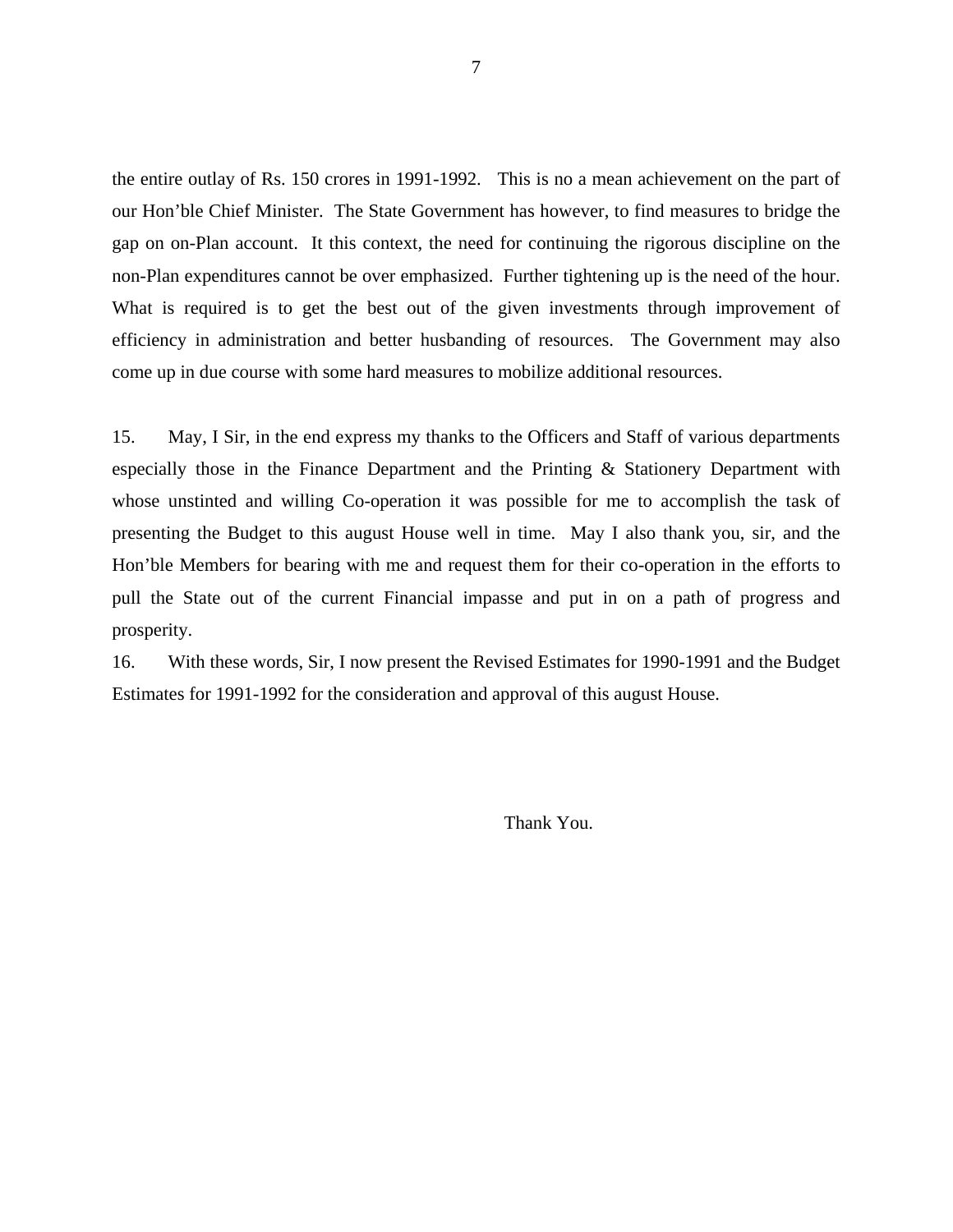the entire outlay of Rs. 150 crores in 1991-1992. This is no a mean achievement on the part of our Hon'ble Chief Minister. The State Government has however, to find measures to bridge the gap on on-Plan account. It this context, the need for continuing the rigorous discipline on the non-Plan expenditures cannot be over emphasized. Further tightening up is the need of the hour. What is required is to get the best out of the given investments through improvement of efficiency in administration and better husbanding of resources. The Government may also come up in due course with some hard measures to mobilize additional resources.

15. May, I Sir, in the end express my thanks to the Officers and Staff of various departments especially those in the Finance Department and the Printing & Stationery Department with whose unstinted and willing Co-operation it was possible for me to accomplish the task of presenting the Budget to this august House well in time. May I also thank you, sir, and the Hon'ble Members for bearing with me and request them for their co-operation in the efforts to pull the State out of the current Financial impasse and put in on a path of progress and prosperity.

16. With these words, Sir, I now present the Revised Estimates for 1990-1991 and the Budget Estimates for 1991-1992 for the consideration and approval of this august House.

Thank You.